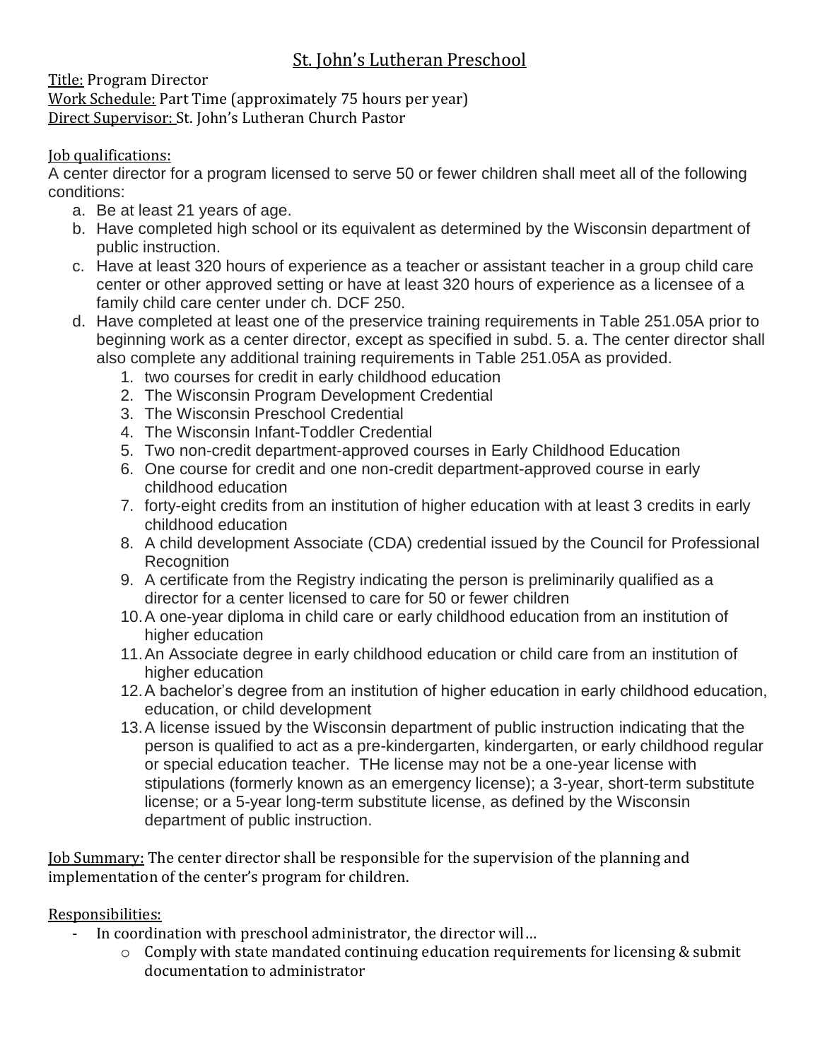# St. John's Lutheran Preschool

Title: Program Director
Work Schedule: Part Time (approximately 75 hours per year)
Direct Supervisor: St. John's Lutheran Church Pastor

Job qualifications:
A center director for a program licensed to serve 50 or fewer children shall meet all of the following conditions:

a. Be at least 21 years of age.
b. Have completed high school or its equivalent as determined by the Wisconsin department of public instruction.
c. Have at least 320 hours of experience as a teacher or assistant teacher in a group child care center or other approved setting or have at least 320 hours of experience as a licensee of a family child care center under ch. DCF 250.
d. Have completed at least one of the preservice training requirements in Table 251.05A prior to beginning work as a center director, except as specified in subd. 5. a. The center director shall also complete any additional training requirements in Table 251.05A as provided.
   1. two courses for credit in early childhood education
   2. The Wisconsin Program Development Credential
   3. The Wisconsin Preschool Credential
   4. The Wisconsin Infant-Toddler Credential
   5. Two non-credit department-approved courses in Early Childhood Education
   6. One course for credit and one non-credit department-approved course in early childhood education
   7. forty-eight credits from an institution of higher education with at least 3 credits in early childhood education
   8. A child development Associate (CDA) credential issued by the Council for Professional Recognition
   9. A certificate from the Registry indicating the person is preliminarily qualified as a director for a center licensed to care for 50 or fewer children
   10. A one-year diploma in child care or early childhood education from an institution of higher education
   11. An Associate degree in early childhood education or child care from an institution of higher education
   12. A bachelor's degree from an institution of higher education in early childhood education, education, or child development
   13. A license issued by the Wisconsin department of public instruction indicating that the person is qualified to act as a pre-kindergarten, kindergarten, or early childhood regular or special education teacher. THe license may not be a one-year license with stipulations (formerly known as an emergency license); a 3-year, short-term substitute license; or a 5-year long-term substitute license, as defined by the Wisconsin department of public instruction.

Job Summary: The center director shall be responsible for the supervision of the planning and implementation of the center's program for children.

Responsibilities:

- In coordination with preschool administrator, the director will…
  - Comply with state mandated continuing education requirements for licensing & submit documentation to administrator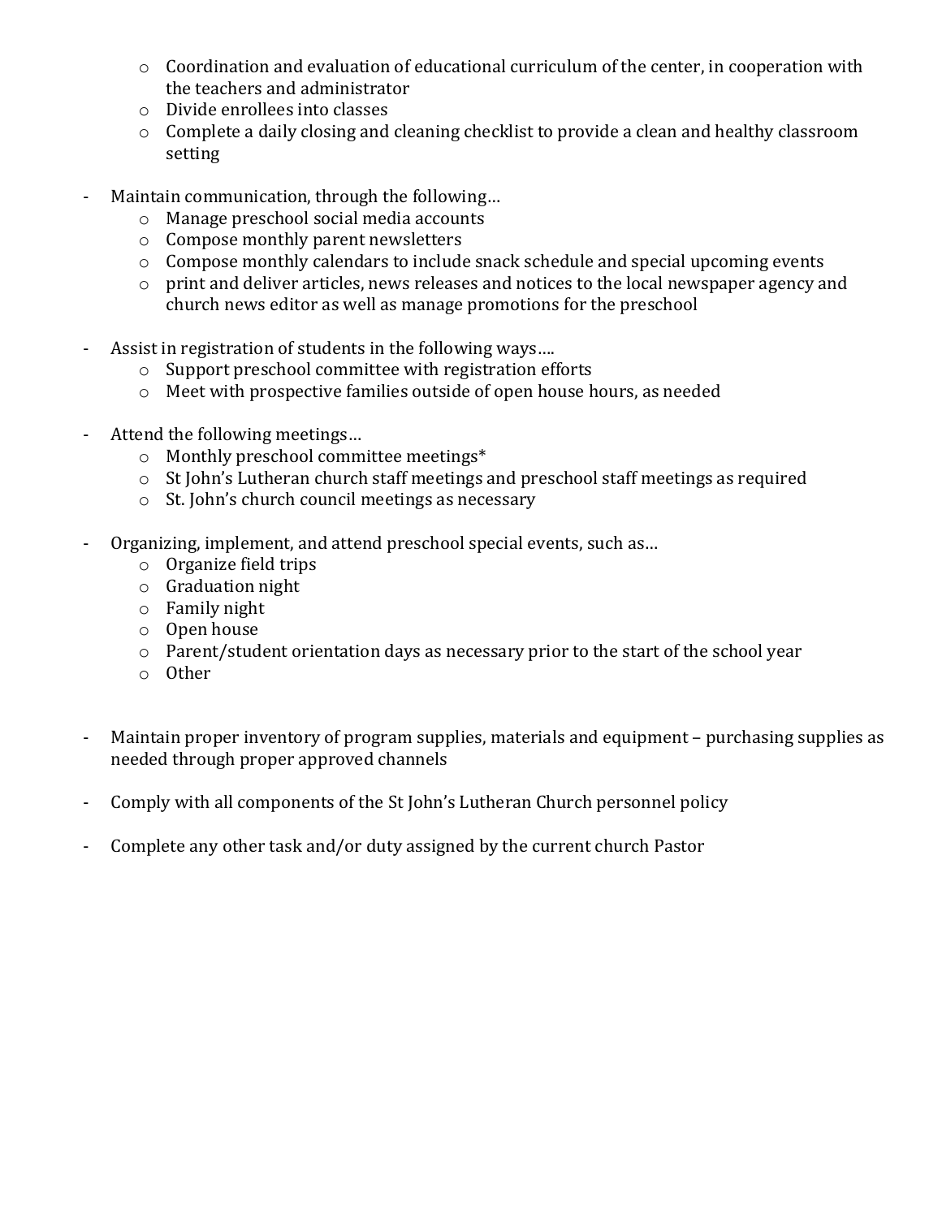- Coordination and evaluation of educational curriculum of the center, in cooperation with the teachers and administrator
    - Divide enrollees into classes
    - Complete a daily closing and cleaning checklist to provide a clean and healthy classroom setting

- Maintain communication, through the following…
    - Manage preschool social media accounts
    - Compose monthly parent newsletters
    - Compose monthly calendars to include snack schedule and special upcoming events
    - print and deliver articles, news releases and notices to the local newspaper agency and church news editor as well as manage promotions for the preschool

- Assist in registration of students in the following ways….
    - Support preschool committee with registration efforts
    - Meet with prospective families outside of open house hours, as needed

- Attend the following meetings…
    - Monthly preschool committee meetings*
    - St John's Lutheran church staff meetings and preschool staff meetings as required
    - St. John's church council meetings as necessary

- Organizing, implement, and attend preschool special events, such as…
    - Organize field trips
    - Graduation night
    - Family night
    - Open house
    - Parent/student orientation days as necessary prior to the start of the school year
    - Other

- Maintain proper inventory of program supplies, materials and equipment – purchasing supplies as needed through proper approved channels

- Comply with all components of the St John's Lutheran Church personnel policy

- Complete any other task and/or duty assigned by the current church Pastor